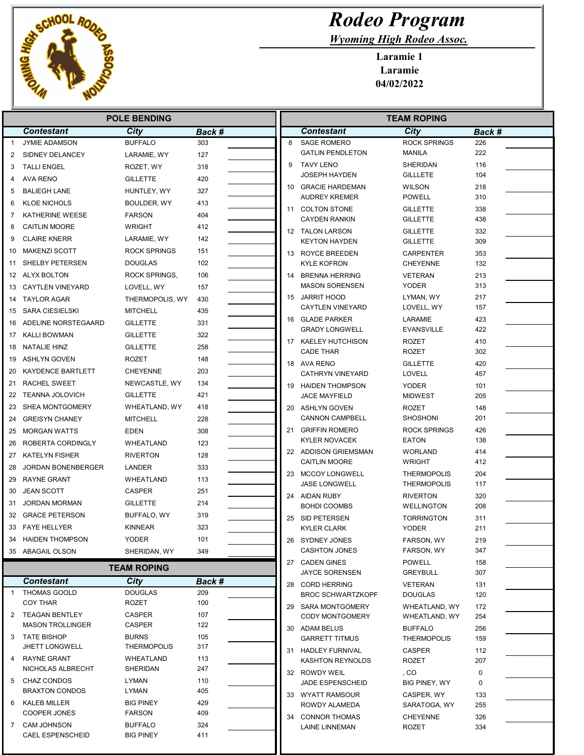# Rodeo Program

*Wyoming High Rodeo Assoc.*

**Laramie 1**
**Laramie**
**04/02/2022**

## POLE BENDING

| | Contestant | City | Back # | |
|---|---|---|---|---|
| 1 | JYMIE ADAMSON | BUFFALO | 303 | |
| 2 | SIDNEY DELANCEY | LARAMIE, WY | 127 | |
| 3 | TALLI ENGEL | ROZET, WY | 318 | |
| 4 | AVA RENO | GILLETTE | 420 | |
| 5 | BALIEGH LANE | HUNTLEY, WY | 327 | |
| 6 | KLOE NICHOLS | BOULDER, WY | 413 | |
| 7 | KATHERINE WEESE | FARSON | 404 | |
| 8 | CAITLIN MOORE | WRIGHT | 412 | |
| 9 | CLAIRE KNERR | LARAMIE, WY | 142 | |
| 10 | MAKENZI SCOTT | ROCK SPRINGS | 151 | |
| 11 | SHELBY PETERSEN | DOUGLAS | 102 | |
| 12 | ALYX BOLTON | ROCK SPRINGS, | 106 | |
| 13 | CAYTLEN VINEYARD | LOVELL, WY | 157 | |
| 14 | TAYLOR AGAR | THERMOPOLIS, WY | 430 | |
| 15 | SARA CIESIELSKI | MITCHELL | 435 | |
| 16 | ADELINE NORSTEGAARD | GILLETTE | 331 | |
| 17 | KALLI BOWMAN | GILLETTE | 322 | |
| 18 | NATALIE HINZ | GILLETTE | 258 | |
| 19 | ASHLYN GOVEN | ROZET | 148 | |
| 20 | KAYDENCE BARTLETT | CHEYENNE | 203 | |
| 21 | RACHEL SWEET | NEWCASTLE, WY | 134 | |
| 22 | TEANNA JOLOVICH | GILLETTE | 421 | |
| 23 | SHEA MONTGOMERY | WHEATLAND, WY | 418 | |
| 24 | GREISYN CHANEY | MITCHELL | 228 | |
| 25 | MORGAN WATTS | EDEN | 308 | |
| 26 | ROBERTA CORDINGLY | WHEATLAND | 123 | |
| 27 | KATELYN FISHER | RIVERTON | 128 | |
| 28 | JORDAN BONENBERGER | LANDER | 333 | |
| 29 | RAYNE GRANT | WHEATLAND | 113 | |
| 30 | JEAN SCOTT | CASPER | 251 | |
| 31 | JORDAN MORMAN | GILLETTE | 214 | |
| 32 | GRACE PETERSON | BUFFALO, WY | 319 | |
| 33 | FAYE HELLYER | KINNEAR | 323 | |
| 34 | HAIDEN THOMPSON | YODER | 101 | |
| 35 | ABAGAIL OLSON | SHERIDAN, WY | 349 | |

## TEAM ROPING

| | Contestant | City | Back # | |
|---|---|---|---|---|
| 1 | THOMAS GOOLD | DOUGLAS | 209 | |
| | COY THAR | ROZET | 100 | |
| 2 | TEAGAN BENTLEY | CASPER | 107 | |
| | MASON TROLLINGER | CASPER | 122 | |
| 3 | TATE BISHOP | BURNS | 105 | |
| | JHETT LONGWELL | THERMOPOLIS | 317 | |
| 4 | RAYNE GRANT | WHEATLAND | 113 | |
| | NICHOLAS ALBRECHT | SHERIDAN | 247 | |
| 5 | CHAZ CONDOS | LYMAN | 110 | |
| | BRAXTON CONDOS | LYMAN | 405 | |
| 6 | KALEB MILLER | BIG PINEY | 429 | |
| | COOPER JONES | FARSON | 409 | |
| 7 | CAM JOHNSON | BUFFALO | 324 | |
| | CAEL ESPENSCHEID | BIG PINEY | 411 | |
| 8 | SAGE ROMERO | ROCK SPRINGS | 226 | |
| | GATLIN PENDLETON | MANILA | 222 | |
| 9 | TAVY LENO | SHERIDAN | 116 | |
| | JOSEPH HAYDEN | GILLLETE | 104 | |
| 10 | GRACIE HARDEMAN | WILSON | 218 | |
| | AUDREY KREMER | POWELL | 310 | |
| 11 | COLTON STONE | GILLETTE | 338 | |
| | CAYDEN RANKIN | GILLETTE | 438 | |
| 12 | TALON LARSON | GILLETTE | 332 | |
| | KEYTON HAYDEN | GILLETTE | 309 | |
| 13 | ROYCE BREEDEN | CARPENTER | 353 | |
| | KYLE KOFRON | CHEYENNE | 132 | |
| 14 | BRENNA HERRING | VETERAN | 213 | |
| | MASON SORENSEN | YODER | 313 | |
| 15 | JARRIT HOOD | LYMAN, WY | 217 | |
| | CAYTLEN VINEYARD | LOVELL, WY | 157 | |
| 16 | GLADE PARKER | LARAMIE | 423 | |
| | GRADY LONGWELL | EVANSVILLE | 422 | |
| 17 | KAELEY HUTCHISON | ROZET | 410 | |
| | CADE THAR | ROZET | 302 | |
| 18 | AVA RENO | GILLETTE | 420 | |
| | CATHRYN VINEYARD | LOVELL | 457 | |
| 19 | HAIDEN THOMPSON | YODER | 101 | |
| | JACE MAYFIELD | MIDWEST | 205 | |
| 20 | ASHLYN GOVEN | ROZET | 148 | |
| | CANNON CAMPBELL | SHOSHONI | 201 | |
| 21 | GRIFFIN ROMERO | ROCK SPRINGS | 426 | |
| | KYLER NOVACEK | EATON | 138 | |
| 22 | ADDISON GRIEMSMAN | WORLAND | 414 | |
| | CAITLIN MOORE | WRIGHT | 412 | |
| 23 | MCCOY LONGWELL | THERMOPOLIS | 204 | |
| | JASE LONGWELL | THERMOPOLIS | 117 | |
| 24 | AIDAN RUBY | RIVERTON | 320 | |
| | BOHDI COOMBS | WELLINGTON | 208 | |
| 25 | SID PETERSEN | TORRINGTON | 311 | |
| | KYLER CLARK | YODER | 211 | |
| 26 | SYDNEY JONES | FARSON, WY | 219 | |
| | CASHTON JONES | FARSON, WY | 347 | |
| 27 | CADEN GINES | POWELL | 158 | |
| | JAYCE SORENSEN | GREYBULL | 307 | |
| 28 | CORD HERRING | VETERAN | 131 | |
| | BROC SCHWARTZKOPF | DOUGLAS | 120 | |
| 29 | SARA MONTGOMERY | WHEATLAND, WY | 172 | |
| | CODY MONTGOMERY | WHEATLAND, WY | 254 | |
| 30 | ADAM BELUS | BUFFALO | 256 | |
| | GARRETT TITMUS | THERMOPOLIS | 159 | |
| 31 | HADLEY FURNIVAL | CASPER | 112 | |
| | KASHTON REYNOLDS | ROZET | 207 | |
| 32 | ROWDY WEIL | , CO | 0 | |
| | JADE ESPENSCHEID | BIG PINEY, WY | 0 | |
| 33 | WYATT RAMSOUR | CASPER, WY | 133 | |
| | ROWDY ALAMEDA | SARATOGA, WY | 255 | |
| 34 | CONNOR THOMAS | CHEYENNE | 326 | |
| | LAINE LINNEMAN | ROZET | 334 | |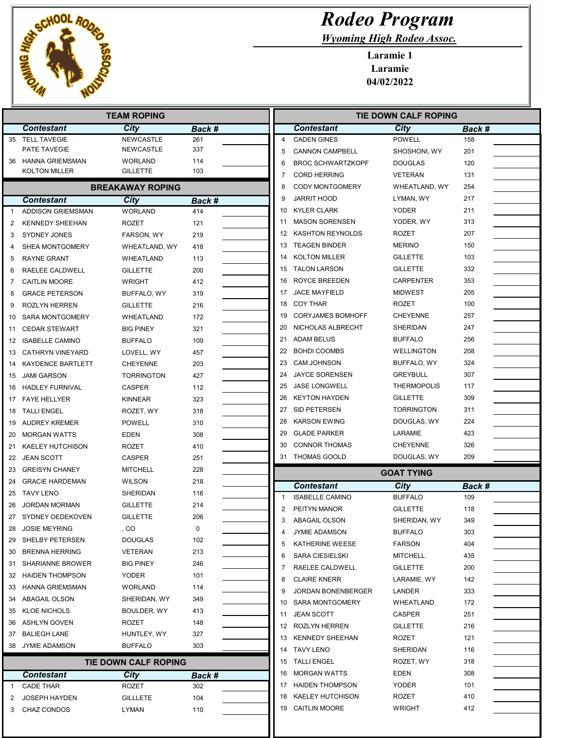# Rodeo Program

*Wyoming High Rodeo Assoc.*

**Laramie 1**
**Laramie**
**04/02/2022**

## TEAM ROPING

| | Contestant | City | Back # | |
|---|---|---|---|---|
| 35 | TELL TAVEGIE | NEWCASTLE | 261 | |
| | PATE TAVEGIE | NEWCASTLE | 337 | |
| 36 | HANNA GRIEMSMAN | WORLAND | 114 | |
| | KOLTON MILLER | GILLETTE | 103 | |

## BREAKAWAY ROPING

| | Contestant | City | Back # | |
|---|---|---|---|---|
| 1 | ADDISON GRIEMSMAN | WORLAND | 414 | |
| 2 | KENNEDY SHEEHAN | ROZET | 121 | |
| 3 | SYDNEY JONES | FARSON, WY | 219 | |
| 4 | SHEA MONTGOMERY | WHEATLAND, WY | 418 | |
| 5 | RAYNE GRANT | WHEATLAND | 113 | |
| 6 | RAELEE CALDWELL | GILLETTE | 200 | |
| 7 | CAITLIN MOORE | WRIGHT | 412 | |
| 8 | GRACE PETERSON | BUFFALO, WY | 319 | |
| 9 | ROZLYN HERREN | GILLETTE | 216 | |
| 10 | SARA MONTGOMERY | WHEATLAND | 172 | |
| 11 | CEDAR STEWART | BIG PINEY | 321 | |
| 12 | ISABELLE CAMINO | BUFFALO | 109 | |
| 13 | CATHRYN VINEYARD | LOVELL, WY | 457 | |
| 14 | KAYDENCE BARTLETT | CHEYENNE | 203 | |
| 15 | JAMI GARSON | TORRINGTON | 427 | |
| 16 | HADLEY FURNIVAL | CASPER | 112 | |
| 17 | FAYE HELLYER | KINNEAR | 323 | |
| 18 | TALLI ENGEL | ROZET, WY | 318 | |
| 19 | AUDREY KREMER | POWELL | 310 | |
| 20 | MORGAN WATTS | EDEN | 308 | |
| 21 | KAELEY HUTCHISON | ROZET | 410 | |
| 22 | JEAN SCOTT | CASPER | 251 | |
| 23 | GREISYN CHANEY | MITCHELL | 228 | |
| 24 | GRACIE HARDEMAN | WILSON | 218 | |
| 25 | TAVY LENO | SHERIDAN | 116 | |
| 26 | JORDAN MORMAN | GILLETTE | 214 | |
| 27 | SYDNEY OEDEKOVEN | GILLETTE | 206 | |
| 28 | JOSIE MEYRING | , CO | 0 | |
| 29 | SHELBY PETERSEN | DOUGLAS | 102 | |
| 30 | BRENNA HERRING | VETERAN | 213 | |
| 31 | SHARIANNE BROWER | BIG PINEY | 246 | |
| 32 | HAIDEN THOMPSON | YODER | 101 | |
| 33 | HANNA GRIEMSMAN | WORLAND | 114 | |
| 34 | ABAGAIL OLSON | SHERIDAN, WY | 349 | |
| 35 | KLOE NICHOLS | BOULDER, WY | 413 | |
| 36 | ASHLYN GOVEN | ROZET | 148 | |
| 37 | BALIEGH LANE | HUNTLEY, WY | 327 | |
| 38 | JYMIE ADAMSON | BUFFALO | 303 | |

## TIE DOWN CALF ROPING

| | Contestant | City | Back # | |
|---|---|---|---|---|
| 1 | CADE THAR | ROZET | 302 | |
| 2 | JOSEPH HAYDEN | GILLLETE | 104 | |
| 3 | CHAZ CONDOS | LYMAN | 110 | |
| 4 | CADEN GINES | POWELL | 158 | |
| 5 | CANNON CAMPBELL | SHOSHONI, WY | 201 | |
| 6 | BROC SCHWARTZKOPF | DOUGLAS | 120 | |
| 7 | CORD HERRING | VETERAN | 131 | |
| 8 | CODY MONTGOMERY | WHEATLAND, WY | 254 | |
| 9 | JARRIT HOOD | LYMAN, WY | 217 | |
| 10 | KYLER CLARK | YODER | 211 | |
| 11 | MASON SORENSEN | YODER, WY | 313 | |
| 12 | KASHTON REYNOLDS | ROZET | 207 | |
| 13 | TEAGEN BINDER | MERINO | 150 | |
| 14 | KOLTON MILLER | GILLETTE | 103 | |
| 15 | TALON LARSON | GILLETTE | 332 | |
| 16 | ROYCE BREEDEN | CARPENTER | 353 | |
| 17 | JACE MAYFIELD | MIDWEST | 205 | |
| 18 | COY THAR | ROZET | 100 | |
| 19 | CORYJAMES BOMHOFF | CHEYENNE | 257 | |
| 20 | NICHOLAS ALBRECHT | SHERIDAN | 247 | |
| 21 | ADAM BELUS | BUFFALO | 256 | |
| 22 | BOHDI COOMBS | WELLINGTON | 208 | |
| 23 | CAM JOHNSON | BUFFALO, WY | 324 | |
| 24 | JAYCE SORENSEN | GREYBULL | 307 | |
| 25 | JASE LONGWELL | THERMOPOLIS | 117 | |
| 26 | KEYTON HAYDEN | GILLETTE | 309 | |
| 27 | SID PETERSEN | TORRINGTON | 311 | |
| 28 | KARSON EWING | DOUGLAS, WY | 224 | |
| 29 | GLADE PARKER | LARAMIE | 423 | |
| 30 | CONNOR THOMAS | CHEYENNE | 326 | |
| 31 | THOMAS GOOLD | DOUGLAS, WY | 209 | |

## GOAT TYING

| | Contestant | City | Back # | |
|---|---|---|---|---|
| 1 | ISABELLE CAMINO | BUFFALO | 109 | |
| 2 | PEITYN MANOR | GILLETTE | 118 | |
| 3 | ABAGAIL OLSON | SHERIDAN, WY | 349 | |
| 4 | JYMIE ADAMSON | BUFFALO | 303 | |
| 5 | KATHERINE WEESE | FARSON | 404 | |
| 6 | SARA CIESIELSKI | MITCHELL | 435 | |
| 7 | RAELEE CALDWELL | GILLETTE | 200 | |
| 8 | CLAIRE KNERR | LARAMIE, WY | 142 | |
| 9 | JORDAN BONENBERGER | LANDER | 333 | |
| 10 | SARA MONTGOMERY | WHEATLAND | 172 | |
| 11 | JEAN SCOTT | CASPER | 251 | |
| 12 | ROZLYN HERREN | GILLETTE | 216 | |
| 13 | KENNEDY SHEEHAN | ROZET | 121 | |
| 14 | TAVY LENO | SHERIDAN | 116 | |
| 15 | TALLI ENGEL | ROZET, WY | 318 | |
| 16 | MORGAN WATTS | EDEN | 308 | |
| 17 | HAIDEN THOMPSON | YODER | 101 | |
| 18 | KAELEY HUTCHISON | ROZET | 410 | |
| 19 | CAITLIN MOORE | WRIGHT | 412 | |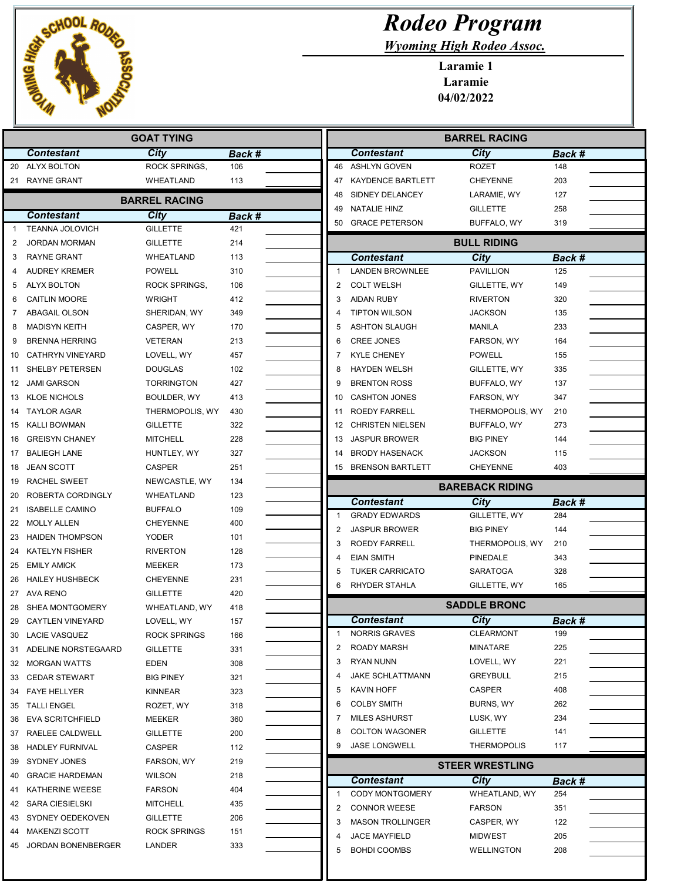# Rodeo Program

*Wyoming High Rodeo Assoc.*

**Laramie 1**
**Laramie**
**04/02/2022**

## GOAT TYING

| | Contestant | City | Back # | |
|---|---|---|---|---|
| 20 | ALYX BOLTON | ROCK SPRINGS, | 106 | |
| 21 | RAYNE GRANT | WHEATLAND | 113 | |

## BARREL RACING

| | Contestant | City | Back # | |
|---|---|---|---|---|
| 1 | TEANNA JOLOVICH | GILLETTE | 421 | |
| 2 | JORDAN MORMAN | GILLETTE | 214 | |
| 3 | RAYNE GRANT | WHEATLAND | 113 | |
| 4 | AUDREY KREMER | POWELL | 310 | |
| 5 | ALYX BOLTON | ROCK SPRINGS, | 106 | |
| 6 | CAITLIN MOORE | WRIGHT | 412 | |
| 7 | ABAGAIL OLSON | SHERIDAN, WY | 349 | |
| 8 | MADISYN KEITH | CASPER, WY | 170 | |
| 9 | BRENNA HERRING | VETERAN | 213 | |
| 10 | CATHRYN VINEYARD | LOVELL, WY | 457 | |
| 11 | SHELBY PETERSEN | DOUGLAS | 102 | |
| 12 | JAMI GARSON | TORRINGTON | 427 | |
| 13 | KLOE NICHOLS | BOULDER, WY | 413 | |
| 14 | TAYLOR AGAR | THERMOPOLIS, WY | 430 | |
| 15 | KALLI BOWMAN | GILLETTE | 322 | |
| 16 | GREISYN CHANEY | MITCHELL | 228 | |
| 17 | BALIEGH LANE | HUNTLEY, WY | 327 | |
| 18 | JEAN SCOTT | CASPER | 251 | |
| 19 | RACHEL SWEET | NEWCASTLE, WY | 134 | |
| 20 | ROBERTA CORDINGLY | WHEATLAND | 123 | |
| 21 | ISABELLE CAMINO | BUFFALO | 109 | |
| 22 | MOLLY ALLEN | CHEYENNE | 400 | |
| 23 | HAIDEN THOMPSON | YODER | 101 | |
| 24 | KATELYN FISHER | RIVERTON | 128 | |
| 25 | EMILY AMICK | MEEKER | 173 | |
| 26 | HAILEY HUSHBECK | CHEYENNE | 231 | |
| 27 | AVA RENO | GILLETTE | 420 | |
| 28 | SHEA MONTGOMERY | WHEATLAND, WY | 418 | |
| 29 | CAYTLEN VINEYARD | LOVELL, WY | 157 | |
| 30 | LACIE VASQUEZ | ROCK SPRINGS | 166 | |
| 31 | ADELINE NORSTEGAARD | GILLETTE | 331 | |
| 32 | MORGAN WATTS | EDEN | 308 | |
| 33 | CEDAR STEWART | BIG PINEY | 321 | |
| 34 | FAYE HELLYER | KINNEAR | 323 | |
| 35 | TALLI ENGEL | ROZET, WY | 318 | |
| 36 | EVA SCRITCHFIELD | MEEKER | 360 | |
| 37 | RAELEE CALDWELL | GILLETTE | 200 | |
| 38 | HADLEY FURNIVAL | CASPER | 112 | |
| 39 | SYDNEY JONES | FARSON, WY | 219 | |
| 40 | GRACIE HARDEMAN | WILSON | 218 | |
| 41 | KATHERINE WEESE | FARSON | 404 | |
| 42 | SARA CIESIELSKI | MITCHELL | 435 | |
| 43 | SYDNEY OEDEKOVEN | GILLETTE | 206 | |
| 44 | MAKENZI SCOTT | ROCK SPRINGS | 151 | |
| 45 | JORDAN BONENBERGER | LANDER | 333 | |
| 46 | ASHLYN GOVEN | ROZET | 148 | |
| 47 | KAYDENCE BARTLETT | CHEYENNE | 203 | |
| 48 | SIDNEY DELANCEY | LARAMIE, WY | 127 | |
| 49 | NATALIE HINZ | GILLETTE | 258 | |
| 50 | GRACE PETERSON | BUFFALO, WY | 319 | |

## BULL RIDING

| | Contestant | City | Back # | |
|---|---|---|---|---|
| 1 | LANDEN BROWNLEE | PAVILLION | 125 | |
| 2 | COLT WELSH | GILLETTE, WY | 149 | |
| 3 | AIDAN RUBY | RIVERTON | 320 | |
| 4 | TIPTON WILSON | JACKSON | 135 | |
| 5 | ASHTON SLAUGH | MANILA | 233 | |
| 6 | CREE JONES | FARSON, WY | 164 | |
| 7 | KYLE CHENEY | POWELL | 155 | |
| 8 | HAYDEN WELSH | GILLETTE, WY | 335 | |
| 9 | BRENTON ROSS | BUFFALO, WY | 137 | |
| 10 | CASHTON JONES | FARSON, WY | 347 | |
| 11 | ROEDY FARRELL | THERMOPOLIS, WY | 210 | |
| 12 | CHRISTEN NIELSEN | BUFFALO, WY | 273 | |
| 13 | JASPUR BROWER | BIG PINEY | 144 | |
| 14 | BRODY HASENACK | JACKSON | 115 | |
| 15 | BRENSON BARTLETT | CHEYENNE | 403 | |

## BAREBACK RIDING

| | Contestant | City | Back # | |
|---|---|---|---|---|
| 1 | GRADY EDWARDS | GILLETTE, WY | 284 | |
| 2 | JASPUR BROWER | BIG PINEY | 144 | |
| 3 | ROEDY FARRELL | THERMOPOLIS, WY | 210 | |
| 4 | EIAN SMITH | PINEDALE | 343 | |
| 5 | TUKER CARRICATO | SARATOGA | 328 | |
| 6 | RHYDER STAHLA | GILLETTE, WY | 165 | |

## SADDLE BRONC

| | Contestant | City | Back # | |
|---|---|---|---|---|
| 1 | NORRIS GRAVES | CLEARMONT | 199 | |
| 2 | ROADY MARSH | MINATARE | 225 | |
| 3 | RYAN NUNN | LOVELL, WY | 221 | |
| 4 | JAKE SCHLATTMANN | GREYBULL | 215 | |
| 5 | KAVIN HOFF | CASPER | 408 | |
| 6 | COLBY SMITH | BURNS, WY | 262 | |
| 7 | MILES ASHURST | LUSK, WY | 234 | |
| 8 | COLTON WAGONER | GILLETTE | 141 | |
| 9 | JASE LONGWELL | THERMOPOLIS | 117 | |

## STEER WRESTLING

| | Contestant | City | Back # | |
|---|---|---|---|---|
| 1 | CODY MONTGOMERY | WHEATLAND, WY | 254 | |
| 2 | CONNOR WEESE | FARSON | 351 | |
| 3 | MASON TROLLINGER | CASPER, WY | 122 | |
| 4 | JACE MAYFIELD | MIDWEST | 205 | |
| 5 | BOHDI COOMBS | WELLINGTON | 208 | |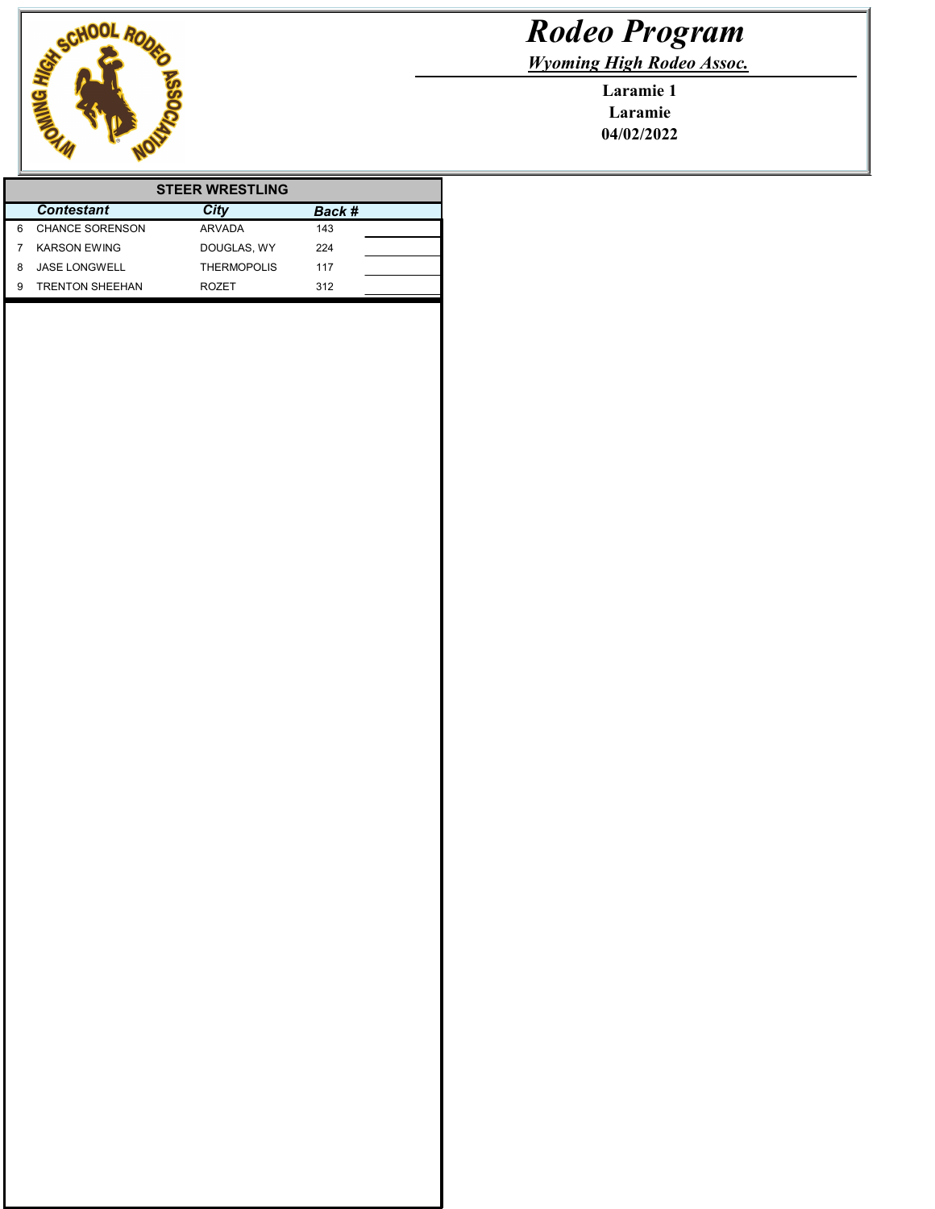# Rodeo Program

*Wyoming High Rodeo Assoc.*

**Laramie 1**
**Laramie**
**04/02/2022**

## STEER WRESTLING

| | Contestant | City | Back # | |
|---|---|---|---|---|
| 6 | CHANCE SORENSON | ARVADA | 143 | |
| 7 | KARSON EWING | DOUGLAS, WY | 224 | |
| 8 | JASE LONGWELL | THERMOPOLIS | 117 | |
| 9 | TRENTON SHEEHAN | ROZET | 312 | |